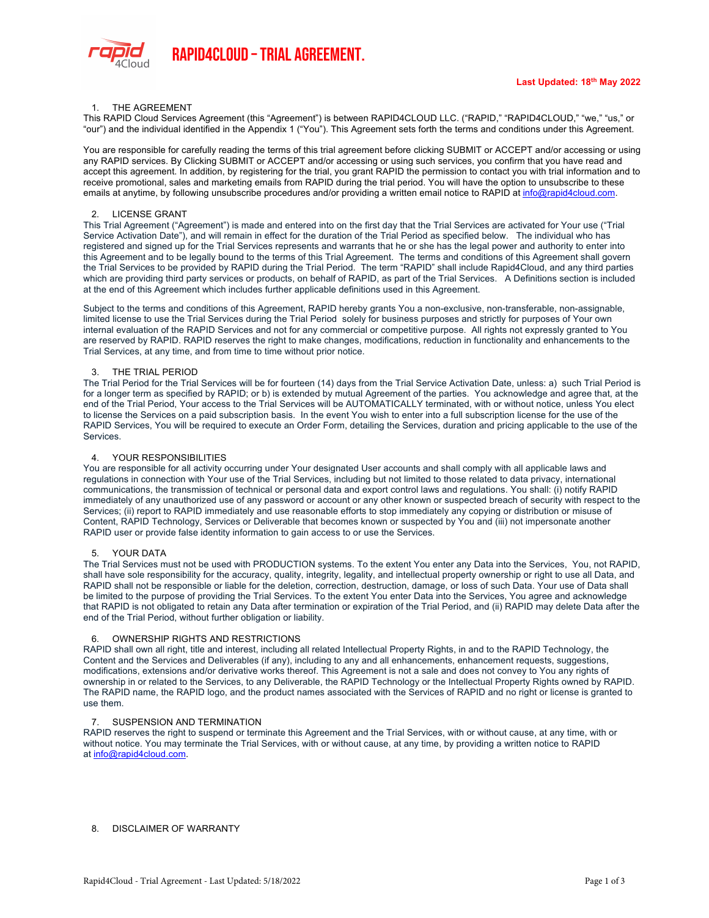# RAPID4CLOUD – TRIAL AGREEMENT.

**Last Updated: 18th May 2022**

1. THE AGREEMENT

This RAPID Cloud Services Agreement (this "Agreement") is between RAPID4CLOUD LLC. ("RAPID," "RAPID4CLOUD," "we," "us," or "our") and the individual identified in the Appendix 1 ("You"). This Agreement sets forth the terms and conditions under this Agreement.

You are responsible for carefully reading the terms of this trial agreement before clicking SUBMIT or ACCEPT and/or accessing or using any RAPID services. By Clicking SUBMIT or ACCEPT and/or accessing or using such services, you confirm that you have read and accept this agreement. In addition, by registering for the trial, you grant RAPID the permission to contact you with trial information and to receive promotional, sales and marketing emails from RAPID during the trial period. You will have the option to unsubscribe to these emails at anytime, by following unsubscribe procedures and/or providing a written email notice to RAPID at info@rapid4cloud.com.

2. LICENSE GRANT

This Trial Agreement ("Agreement") is made and entered into on the first day that the Trial Services are activated for Your use ("Trial Service Activation Date"), and will remain in effect for the duration of the Trial Period as specified below. The individual who has registered and signed up for the Trial Services represents and warrants that he or she has the legal power and authority to enter into this Agreement and to be legally bound to the terms of this Trial Agreement. The terms and conditions of this Agreement shall govern the Trial Services to be provided by RAPID during the Trial Period. The term "RAPID" shall include Rapid4Cloud, and any third parties which are providing third party services or products, on behalf of RAPID, as part of the Trial Services. A Definitions section is included at the end of this Agreement which includes further applicable definitions used in this Agreement.

Subject to the terms and conditions of this Agreement, RAPID hereby grants You a non-exclusive, non-transferable, non-assignable, limited license to use the Trial Services during the Trial Period solely for business purposes and strictly for purposes of Your own internal evaluation of the RAPID Services and not for any commercial or competitive purpose. All rights not expressly granted to You are reserved by RAPID. RAPID reserves the right to make changes, modifications, reduction in functionality and enhancements to the Trial Services, at any time, and from time to time without prior notice.

3. THE TRIAL PERIOD

The Trial Period for the Trial Services will be for fourteen (14) days from the Trial Service Activation Date, unless: a) such Trial Period is for a longer term as specified by RAPID; or b) is extended by mutual Agreement of the parties. You acknowledge and agree that, at the end of the Trial Period, Your access to the Trial Services will be AUTOMATICALLY terminated, with or without notice, unless You elect to license the Services on a paid subscription basis. In the event You wish to enter into a full subscription license for the use of the RAPID Services, You will be required to execute an Order Form, detailing the Services, duration and pricing applicable to the use of the Services.

4. YOUR RESPONSIBILITIES

You are responsible for all activity occurring under Your designated User accounts and shall comply with all applicable laws and regulations in connection with Your use of the Trial Services, including but not limited to those related to data privacy, international communications, the transmission of technical or personal data and export control laws and regulations. You shall: (i) notify RAPID immediately of any unauthorized use of any password or account or any other known or suspected breach of security with respect to the Services; (ii) report to RAPID immediately and use reasonable efforts to stop immediately any copying or distribution or misuse of Content, RAPID Technology, Services or Deliverable that becomes known or suspected by You and (iii) not impersonate another RAPID user or provide false identity information to gain access to or use the Services.

5. YOUR DATA

The Trial Services must not be used with PRODUCTION systems. To the extent You enter any Data into the Services, You, not RAPID, shall have sole responsibility for the accuracy, quality, integrity, legality, and intellectual property ownership or right to use all Data, and RAPID shall not be responsible or liable for the deletion, correction, destruction, damage, or loss of such Data. Your use of Data shall be limited to the purpose of providing the Trial Services. To the extent You enter Data into the Services, You agree and acknowledge that RAPID is not obligated to retain any Data after termination or expiration of the Trial Period, and (ii) RAPID may delete Data after the end of the Trial Period, without further obligation or liability.

6. OWNERSHIP RIGHTS AND RESTRICTIONS

RAPID shall own all right, title and interest, including all related Intellectual Property Rights, in and to the RAPID Technology, the Content and the Services and Deliverables (if any), including to any and all enhancements, enhancement requests, suggestions, modifications, extensions and/or derivative works thereof. This Agreement is not a sale and does not convey to You any rights of ownership in or related to the Services, to any Deliverable, the RAPID Technology or the Intellectual Property Rights owned by RAPID. The RAPID name, the RAPID logo, and the product names associated with the Services of RAPID and no right or license is granted to use them.

7. SUSPENSION AND TERMINATION

RAPID reserves the right to suspend or terminate this Agreement and the Trial Services, with or without cause, at any time, with or without notice. You may terminate the Trial Services, with or without cause, at any time, by providing a written notice to RAPID at info@rapid4cloud.com.

8. DISCLAIMER OF WARRANTY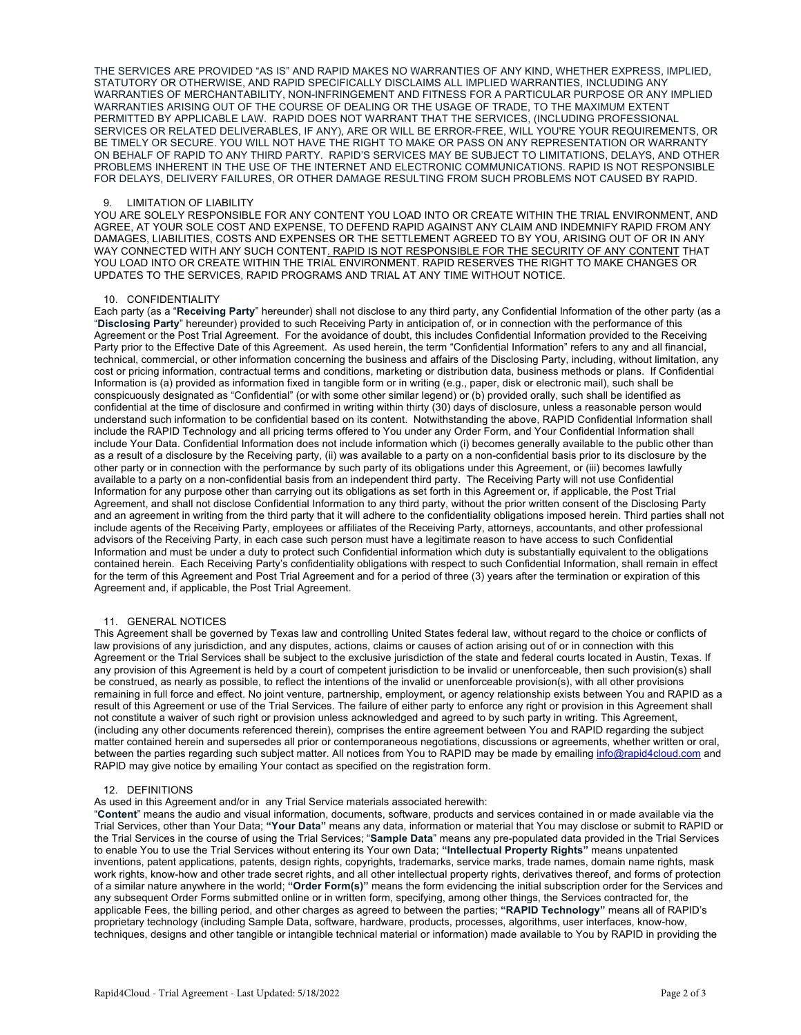THE SERVICES ARE PROVIDED "AS IS" AND RAPID MAKES NO WARRANTIES OF ANY KIND, WHETHER EXPRESS, IMPLIED, STATUTORY OR OTHERWISE, AND RAPID SPECIFICALLY DISCLAIMS ALL IMPLIED WARRANTIES, INCLUDING ANY WARRANTIES OF MERCHANTABILITY, NON-INFRINGEMENT AND FITNESS FOR A PARTICULAR PURPOSE OR ANY IMPLIED WARRANTIES ARISING OUT OF THE COURSE OF DEALING OR THE USAGE OF TRADE, TO THE MAXIMUM EXTENT PERMITTED BY APPLICABLE LAW. RAPID DOES NOT WARRANT THAT THE SERVICES, (INCLUDING PROFESSIONAL SERVICES OR RELATED DELIVERABLES, IF ANY), ARE OR WILL BE ERROR-FREE, WILL YOU'RE YOUR REQUIREMENTS, OR BE TIMELY OR SECURE. YOU WILL NOT HAVE THE RIGHT TO MAKE OR PASS ON ANY REPRESENTATION OR WARRANTY ON BEHALF OF RAPID TO ANY THIRD PARTY. RAPID'S SERVICES MAY BE SUBJECT TO LIMITATIONS, DELAYS, AND OTHER PROBLEMS INHERENT IN THE USE OF THE INTERNET AND ELECTRONIC COMMUNICATIONS. RAPID IS NOT RESPONSIBLE FOR DELAYS, DELIVERY FAILURES, OR OTHER DAMAGE RESULTING FROM SUCH PROBLEMS NOT CAUSED BY RAPID.

## 9. LIMITATION OF LIABILITY

YOU ARE SOLELY RESPONSIBLE FOR ANY CONTENT YOU LOAD INTO OR CREATE WITHIN THE TRIAL ENVIRONMENT, AND AGREE, AT YOUR SOLE COST AND EXPENSE, TO DEFEND RAPID AGAINST ANY CLAIM AND INDEMNIFY RAPID FROM ANY DAMAGES, LIABILITIES, COSTS AND EXPENSES OR THE SETTLEMENT AGREED TO BY YOU, ARISING OUT OF OR IN ANY WAY CONNECTED WITH ANY SUCH CONTENT. RAPID IS NOT RESPONSIBLE FOR THE SECURITY OF ANY CONTENT THAT YOU LOAD INTO OR CREATE WITHIN THE TRIAL ENVIRONMENT. RAPID RESERVES THE RIGHT TO MAKE CHANGES OR UPDATES TO THE SERVICES, RAPID PROGRAMS AND TRIAL AT ANY TIME WITHOUT NOTICE.

## 10. CONFIDENTIALITY

Each party (as a "**Receiving Party**" hereunder) shall not disclose to any third party, any Confidential Information of the other party (as a "**Disclosing Party**" hereunder) provided to such Receiving Party in anticipation of, or in connection with the performance of this Agreement or the Post Trial Agreement. For the avoidance of doubt, this includes Confidential Information provided to the Receiving Party prior to the Effective Date of this Agreement. As used herein, the term "Confidential Information" refers to any and all financial, technical, commercial, or other information concerning the business and affairs of the Disclosing Party, including, without limitation, any cost or pricing information, contractual terms and conditions, marketing or distribution data, business methods or plans. If Confidential Information is (a) provided as information fixed in tangible form or in writing (e.g., paper, disk or electronic mail), such shall be conspicuously designated as "Confidential" (or with some other similar legend) or (b) provided orally, such shall be identified as confidential at the time of disclosure and confirmed in writing within thirty (30) days of disclosure, unless a reasonable person would understand such information to be confidential based on its content. Notwithstanding the above, RAPID Confidential Information shall include the RAPID Technology and all pricing terms offered to You under any Order Form, and Your Confidential Information shall include Your Data. Confidential Information does not include information which (i) becomes generally available to the public other than as a result of a disclosure by the Receiving party, (ii) was available to a party on a non-confidential basis prior to its disclosure by the other party or in connection with the performance by such party of its obligations under this Agreement, or (iii) becomes lawfully available to a party on a non-confidential basis from an independent third party. The Receiving Party will not use Confidential Information for any purpose other than carrying out its obligations as set forth in this Agreement or, if applicable, the Post Trial Agreement, and shall not disclose Confidential Information to any third party, without the prior written consent of the Disclosing Party and an agreement in writing from the third party that it will adhere to the confidentiality obligations imposed herein. Third parties shall not include agents of the Receiving Party, employees or affiliates of the Receiving Party, attorneys, accountants, and other professional advisors of the Receiving Party, in each case such person must have a legitimate reason to have access to such Confidential Information and must be under a duty to protect such Confidential information which duty is substantially equivalent to the obligations contained herein. Each Receiving Party's confidentiality obligations with respect to such Confidential Information, shall remain in effect for the term of this Agreement and Post Trial Agreement and for a period of three (3) years after the termination or expiration of this Agreement and, if applicable, the Post Trial Agreement.

## 11. GENERAL NOTICES

This Agreement shall be governed by Texas law and controlling United States federal law, without regard to the choice or conflicts of law provisions of any jurisdiction, and any disputes, actions, claims or causes of action arising out of or in connection with this Agreement or the Trial Services shall be subject to the exclusive jurisdiction of the state and federal courts located in Austin, Texas. If any provision of this Agreement is held by a court of competent jurisdiction to be invalid or unenforceable, then such provision(s) shall be construed, as nearly as possible, to reflect the intentions of the invalid or unenforceable provision(s), with all other provisions remaining in full force and effect. No joint venture, partnership, employment, or agency relationship exists between You and RAPID as a result of this Agreement or use of the Trial Services. The failure of either party to enforce any right or provision in this Agreement shall not constitute a waiver of such right or provision unless acknowledged and agreed to by such party in writing. This Agreement, (including any other documents referenced therein), comprises the entire agreement between You and RAPID regarding the subject matter contained herein and supersedes all prior or contemporaneous negotiations, discussions or agreements, whether written or oral, between the parties regarding such subject matter. All notices from You to RAPID may be made by emailing info@rapid4cloud.com and RAPID may give notice by emailing Your contact as specified on the registration form.

## 12. DEFINITIONS

As used in this Agreement and/or in any Trial Service materials associated herewith:

"**Content**" means the audio and visual information, documents, software, products and services contained in or made available via the Trial Services, other than Your Data; **"Your Data"** means any data, information or material that You may disclose or submit to RAPID or the Trial Services in the course of using the Trial Services; "**Sample Data**" means any pre-populated data provided in the Trial Services to enable You to use the Trial Services without entering its Your own Data; **"Intellectual Property Rights"** means unpatented inventions, patent applications, patents, design rights, copyrights, trademarks, service marks, trade names, domain name rights, mask work rights, know-how and other trade secret rights, and all other intellectual property rights, derivatives thereof, and forms of protection of a similar nature anywhere in the world; **"Order Form(s)"** means the form evidencing the initial subscription order for the Services and any subsequent Order Forms submitted online or in written form, specifying, among other things, the Services contracted for, the applicable Fees, the billing period, and other charges as agreed to between the parties; **"RAPID Technology"** means all of RAPID's proprietary technology (including Sample Data, software, hardware, products, processes, algorithms, user interfaces, know-how, techniques, designs and other tangible or intangible technical material or information) made available to You by RAPID in providing the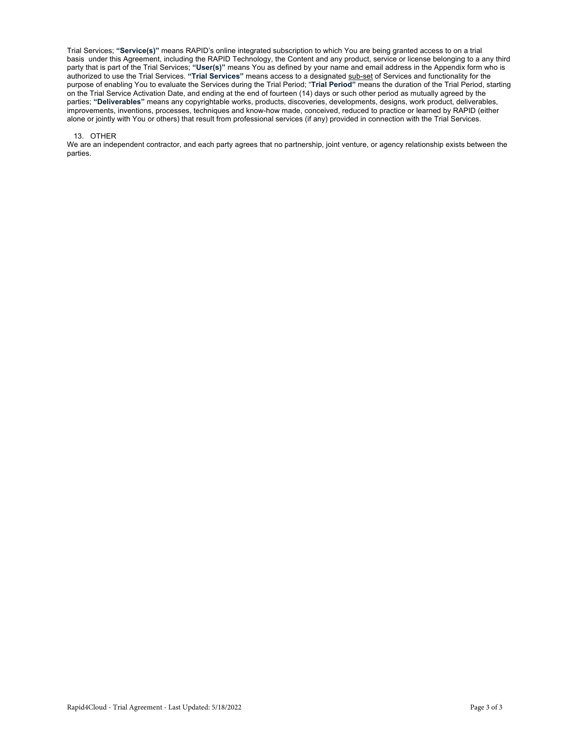Trial Services; **"Service(s)"** means RAPID's online integrated subscription to which You are being granted access to on a trial basis under this Agreement, including the RAPID Technology, the Content and any product, service or license belonging to a any third party that is part of the Trial Services; **"User(s)"** means You as defined by your name and email address in the Appendix form who is authorized to use the Trial Services. **"Trial Services"** means access to a designated sub-set of Services and functionality for the purpose of enabling You to evaluate the Services during the Trial Period; "**Trial Period"** means the duration of the Trial Period, starting on the Trial Service Activation Date, and ending at the end of fourteen (14) days or such other period as mutually agreed by the parties; **"Deliverables"** means any copyrightable works, products, discoveries, developments, designs, work product, deliverables, improvements, inventions, processes, techniques and know-how made, conceived, reduced to practice or learned by RAPID (either alone or jointly with You or others) that result from professional services (if any) provided in connection with the Trial Services.

13. OTHER

We are an independent contractor, and each party agrees that no partnership, joint venture, or agency relationship exists between the parties.